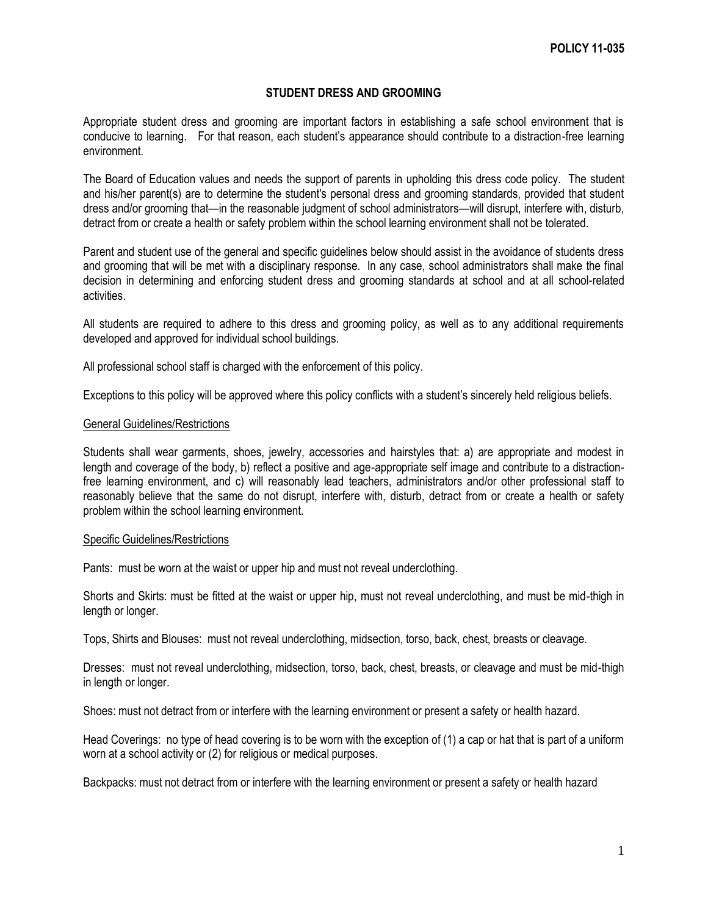**POLICY 11-035**

# STUDENT DRESS AND GROOMING

Appropriate student dress and grooming are important factors in establishing a safe school environment that is conducive to learning. For that reason, each student's appearance should contribute to a distraction-free learning environment.

The Board of Education values and needs the support of parents in upholding this dress code policy. The student and his/her parent(s) are to determine the student's personal dress and grooming standards, provided that student dress and/or grooming that—in the reasonable judgment of school administrators—will disrupt, interfere with, disturb, detract from or create a health or safety problem within the school learning environment shall not be tolerated.

Parent and student use of the general and specific guidelines below should assist in the avoidance of students dress and grooming that will be met with a disciplinary response. In any case, school administrators shall make the final decision in determining and enforcing student dress and grooming standards at school and at all school-related activities.

All students are required to adhere to this dress and grooming policy, as well as to any additional requirements developed and approved for individual school buildings.

All professional school staff is charged with the enforcement of this policy.

Exceptions to this policy will be approved where this policy conflicts with a student's sincerely held religious beliefs.

## General Guidelines/Restrictions

Students shall wear garments, shoes, jewelry, accessories and hairstyles that: a) are appropriate and modest in length and coverage of the body, b) reflect a positive and age-appropriate self image and contribute to a distraction-free learning environment, and c) will reasonably lead teachers, administrators and/or other professional staff to reasonably believe that the same do not disrupt, interfere with, disturb, detract from or create a health or safety problem within the school learning environment.

## Specific Guidelines/Restrictions

Pants: must be worn at the waist or upper hip and must not reveal underclothing.

Shorts and Skirts: must be fitted at the waist or upper hip, must not reveal underclothing, and must be mid-thigh in length or longer.

Tops, Shirts and Blouses: must not reveal underclothing, midsection, torso, back, chest, breasts or cleavage.

Dresses: must not reveal underclothing, midsection, torso, back, chest, breasts, or cleavage and must be mid-thigh in length or longer.

Shoes: must not detract from or interfere with the learning environment or present a safety or health hazard.

Head Coverings: no type of head covering is to be worn with the exception of (1) a cap or hat that is part of a uniform worn at a school activity or (2) for religious or medical purposes.

Backpacks: must not detract from or interfere with the learning environment or present a safety or health hazard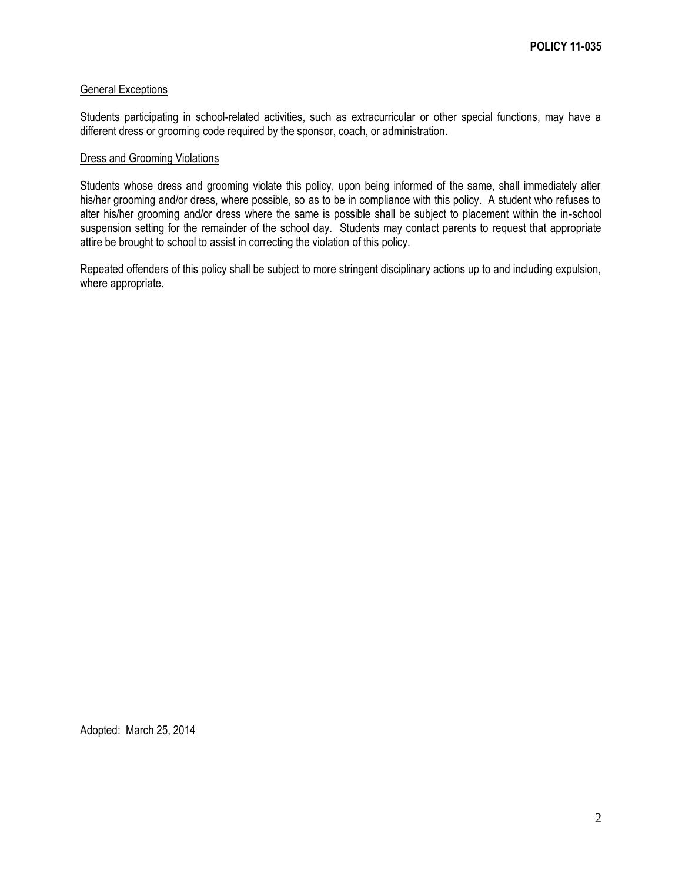### General Exceptions

Students participating in school-related activities, such as extracurricular or other special functions, may have a different dress or grooming code required by the sponsor, coach, or administration.

### Dress and Grooming Violations

Students whose dress and grooming violate this policy, upon being informed of the same, shall immediately alter his/her grooming and/or dress, where possible, so as to be in compliance with this policy. A student who refuses to alter his/her grooming and/or dress where the same is possible shall be subject to placement within the in-school suspension setting for the remainder of the school day. Students may contact parents to request that appropriate attire be brought to school to assist in correcting the violation of this policy.

Repeated offenders of this policy shall be subject to more stringent disciplinary actions up to and including expulsion, where appropriate.

Adopted: March 25, 2014